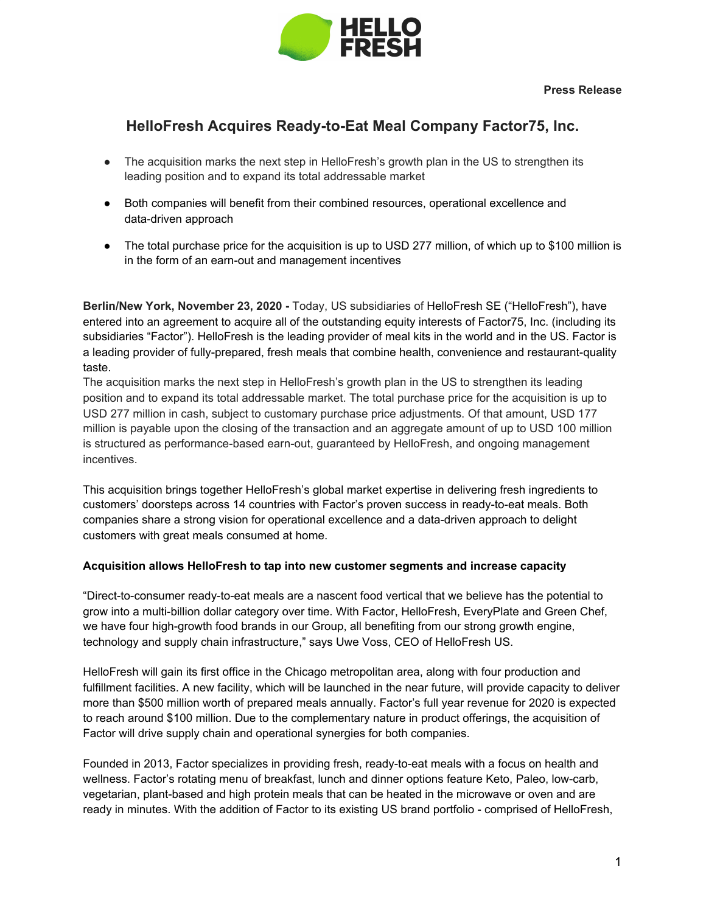**Press Release**

# HelloFresh Acquires Ready-to-Eat Meal Company Factor75, Inc.

- The acquisition marks the next step in HelloFresh's growth plan in the US to strengthen its leading position and to expand its total addressable market
- Both companies will benefit from their combined resources, operational excellence and data-driven approach
- The total purchase price for the acquisition is up to USD 277 million, of which up to $100 million is in the form of an earn-out and management incentives

**Berlin/New York, November 23, 2020 -** Today, US subsidiaries of HelloFresh SE ("HelloFresh"), have entered into an agreement to acquire all of the outstanding equity interests of Factor75, Inc. (including its subsidiaries "Factor"). HelloFresh is the leading provider of meal kits in the world and in the US. Factor is a leading provider of fully-prepared, fresh meals that combine health, convenience and restaurant-quality taste.

The acquisition marks the next step in HelloFresh's growth plan in the US to strengthen its leading position and to expand its total addressable market. The total purchase price for the acquisition is up to USD 277 million in cash, subject to customary purchase price adjustments. Of that amount, USD 177 million is payable upon the closing of the transaction and an aggregate amount of up to USD 100 million is structured as performance-based earn-out, guaranteed by HelloFresh, and ongoing management incentives.

This acquisition brings together HelloFresh's global market expertise in delivering fresh ingredients to customers' doorsteps across 14 countries with Factor's proven success in ready-to-eat meals. Both companies share a strong vision for operational excellence and a data-driven approach to delight customers with great meals consumed at home.

**Acquisition allows HelloFresh to tap into new customer segments and increase capacity**

"Direct-to-consumer ready-to-eat meals are a nascent food vertical that we believe has the potential to grow into a multi-billion dollar category over time. With Factor, HelloFresh, EveryPlate and Green Chef, we have four high-growth food brands in our Group, all benefiting from our strong growth engine, technology and supply chain infrastructure," says Uwe Voss, CEO of HelloFresh US.

HelloFresh will gain its first office in the Chicago metropolitan area, along with four production and fulfillment facilities. A new facility, which will be launched in the near future, will provide capacity to deliver more than $500 million worth of prepared meals annually. Factor's full year revenue for 2020 is expected to reach around $100 million. Due to the complementary nature in product offerings, the acquisition of Factor will drive supply chain and operational synergies for both companies.

Founded in 2013, Factor specializes in providing fresh, ready-to-eat meals with a focus on health and wellness. Factor's rotating menu of breakfast, lunch and dinner options feature Keto, Paleo, low-carb, vegetarian, plant-based and high protein meals that can be heated in the microwave or oven and are ready in minutes. With the addition of Factor to its existing US brand portfolio - comprised of HelloFresh,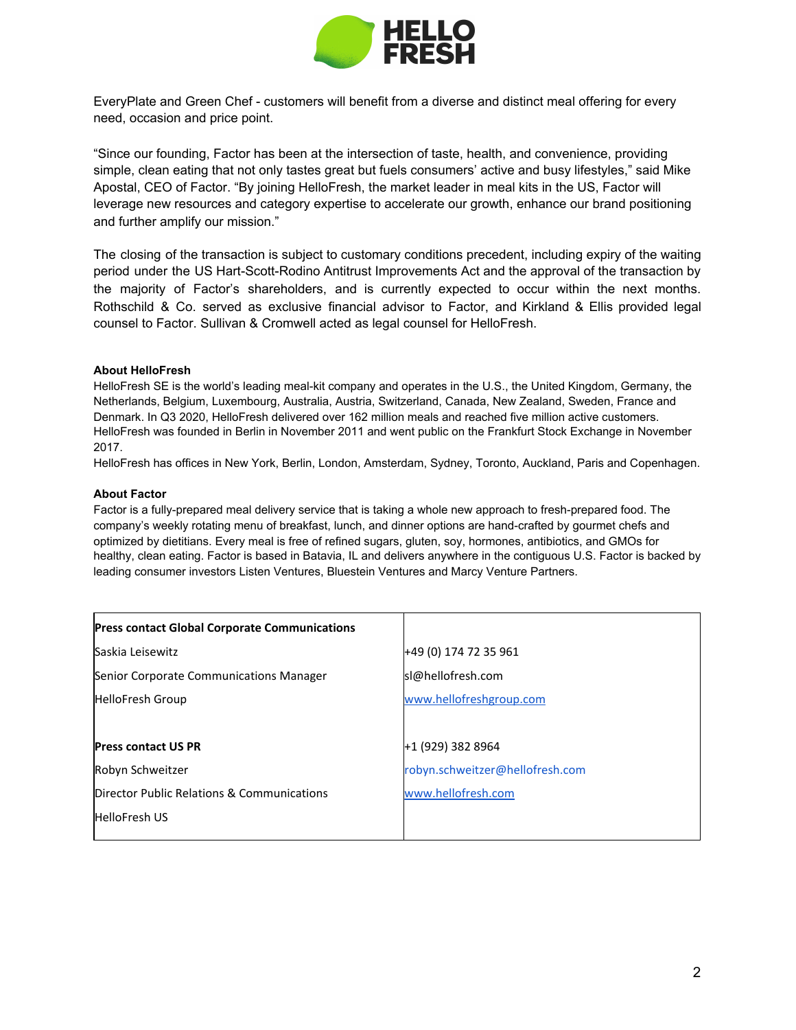EveryPlate and Green Chef - customers will benefit from a diverse and distinct meal offering for every need, occasion and price point.

"Since our founding, Factor has been at the intersection of taste, health, and convenience, providing simple, clean eating that not only tastes great but fuels consumers' active and busy lifestyles," said Mike Apostal, CEO of Factor. "By joining HelloFresh, the market leader in meal kits in the US, Factor will leverage new resources and category expertise to accelerate our growth, enhance our brand positioning and further amplify our mission."

The closing of the transaction is subject to customary conditions precedent, including expiry of the waiting period under the US Hart-Scott-Rodino Antitrust Improvements Act and the approval of the transaction by the majority of Factor's shareholders, and is currently expected to occur within the next months. Rothschild & Co. served as exclusive financial advisor to Factor, and Kirkland & Ellis provided legal counsel to Factor. Sullivan & Cromwell acted as legal counsel for HelloFresh.

**About HelloFresh**

HelloFresh SE is the world's leading meal-kit company and operates in the U.S., the United Kingdom, Germany, the Netherlands, Belgium, Luxembourg, Australia, Austria, Switzerland, Canada, New Zealand, Sweden, France and Denmark. In Q3 2020, HelloFresh delivered over 162 million meals and reached five million active customers. HelloFresh was founded in Berlin in November 2011 and went public on the Frankfurt Stock Exchange in November 2017.

HelloFresh has offices in New York, Berlin, London, Amsterdam, Sydney, Toronto, Auckland, Paris and Copenhagen.

**About Factor**

Factor is a fully-prepared meal delivery service that is taking a whole new approach to fresh-prepared food. The company's weekly rotating menu of breakfast, lunch, and dinner options are hand-crafted by gourmet chefs and optimized by dietitians. Every meal is free of refined sugars, gluten, soy, hormones, antibiotics, and GMOs for healthy, clean eating. Factor is based in Batavia, IL and delivers anywhere in the contiguous U.S. Factor is backed by leading consumer investors Listen Ventures, Bluestein Ventures and Marcy Venture Partners.

| **Press contact Global Corporate Communications** | |
|---|---|
| Saskia Leisewitz | +49 (0) 174 72 35 961 |
| Senior Corporate Communications Manager | sl@hellofresh.com |
| HelloFresh Group | www.hellofreshgroup.com |
| | |
| **Press contact US PR** | +1 (929) 382 8964 |
| Robyn Schweitzer | robyn.schweitzer@hellofresh.com |
| Director Public Relations & Communications | www.hellofresh.com |
| HelloFresh US | |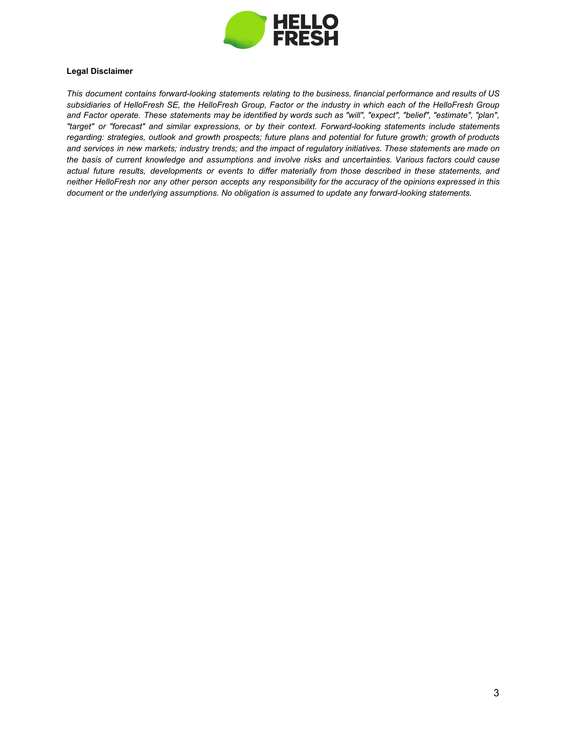**Legal Disclaimer**

*This document contains forward-looking statements relating to the business, financial performance and results of US subsidiaries of HelloFresh SE, the HelloFresh Group, Factor or the industry in which each of the HelloFresh Group and Factor operate. These statements may be identified by words such as "will", "expect", "belief", "estimate", "plan", "target" or "forecast" and similar expressions, or by their context. Forward-looking statements include statements regarding: strategies, outlook and growth prospects; future plans and potential for future growth; growth of products and services in new markets; industry trends; and the impact of regulatory initiatives. These statements are made on the basis of current knowledge and assumptions and involve risks and uncertainties. Various factors could cause actual future results, developments or events to differ materially from those described in these statements, and neither HelloFresh nor any other person accepts any responsibility for the accuracy of the opinions expressed in this document or the underlying assumptions. No obligation is assumed to update any forward-looking statements.*